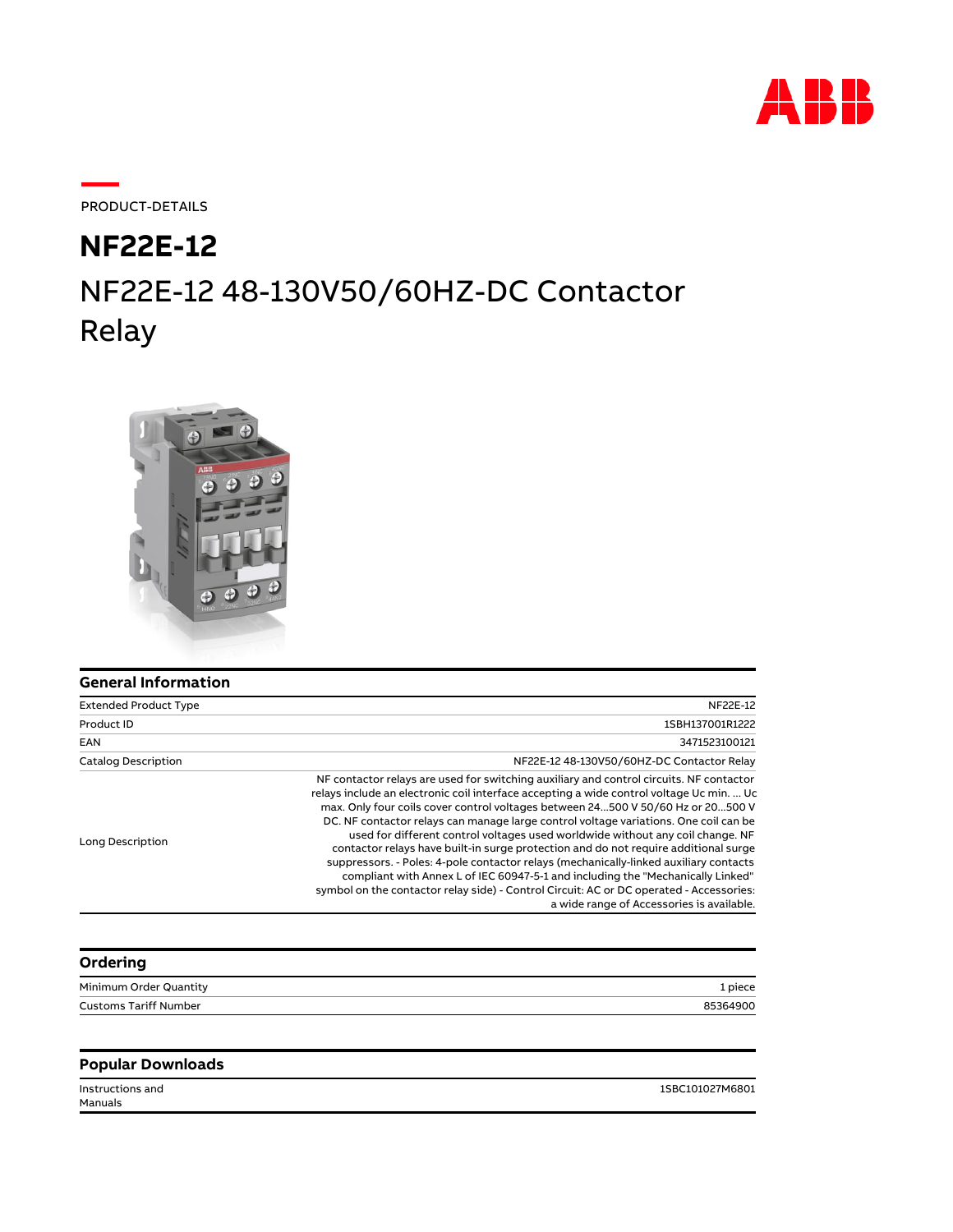PRODUCT-DETAILS

# NF22E-12

## NF22E-12 48-130V50/60HZ-DC Contactor Relay

## General Information

| | |
|---|---|
| Extended Product Type | NF22E-12 |
| Product ID | 1SBH137001R1222 |
| EAN | 3471523100121 |
| Catalog Description | NF22E-12 48-130V50/60HZ-DC Contactor Relay |
| Long Description | NF contactor relays are used for switching auxiliary and control circuits. NF contactor relays include an electronic coil interface accepting a wide control voltage Uc min. ... Uc max. Only four coils cover control voltages between 24...500 V 50/60 Hz or 20...500 V DC. NF contactor relays can manage large control voltage variations. One coil can be used for different control voltages used worldwide without any coil change. NF contactor relays have built-in surge protection and do not require additional surge suppressors. - Poles: 4-pole contactor relays (mechanically-linked auxiliary contacts compliant with Annex L of IEC 60947-5-1 and including the "Mechanically Linked" symbol on the contactor relay side) - Control Circuit: AC or DC operated - Accessories: a wide range of Accessories is available. |

## Ordering

| | |
|---|---|
| Minimum Order Quantity | 1 piece |
| Customs Tariff Number | 85364900 |

## Popular Downloads

| | |
|---|---|
| Instructions and Manuals | 1SBC101027M6801 |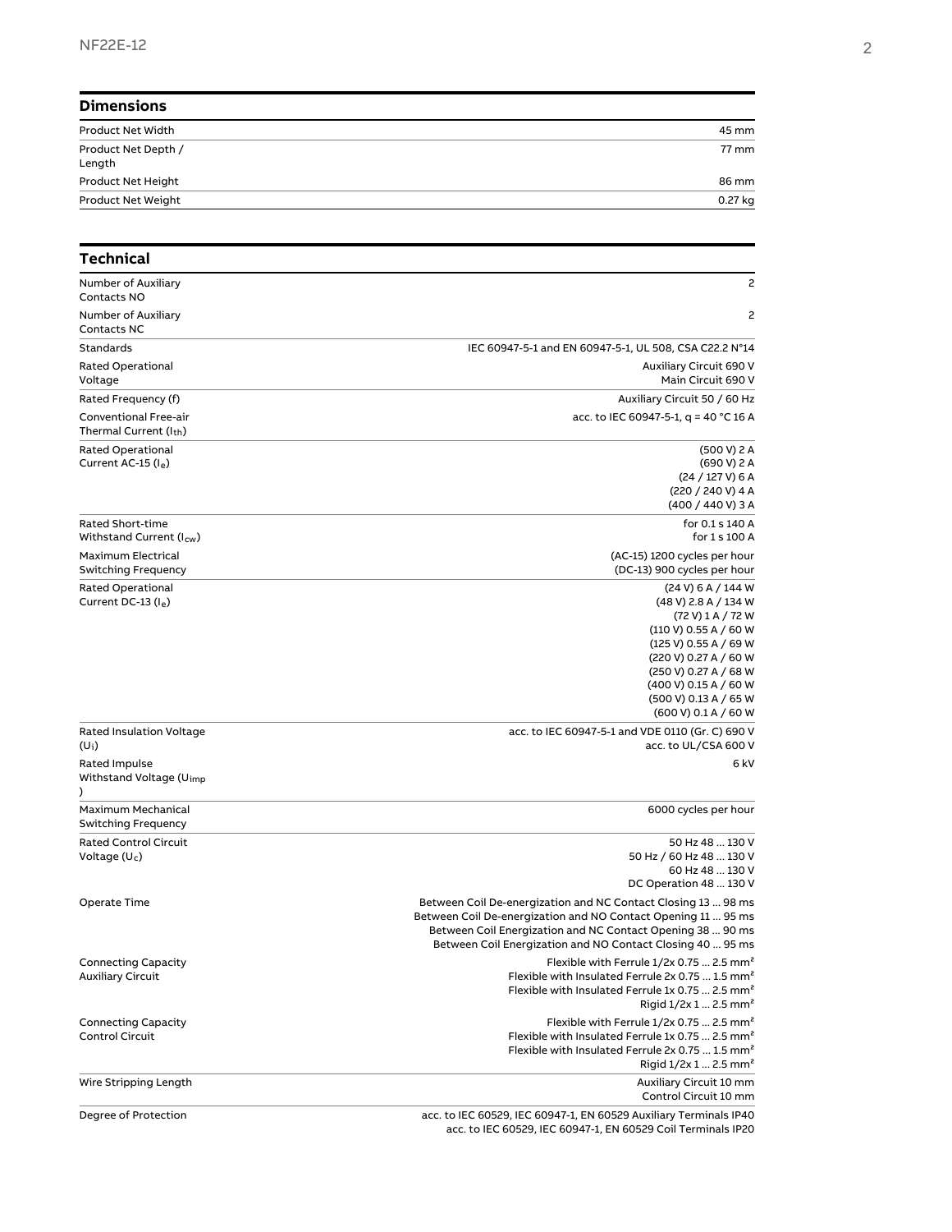## Dimensions

| | |
|---|---|
| Product Net Width | 45 mm |
| Product Net Depth / Length | 77 mm |
| Product Net Height | 86 mm |
| Product Net Weight | 0.27 kg |

## Technical

| | |
|---|---|
| Number of Auxiliary Contacts NO | 2 |
| Number of Auxiliary Contacts NC | 2 |
| Standards | IEC 60947-5-1 and EN 60947-5-1, UL 508, CSA C22.2 N°14 |
| Rated Operational Voltage | Auxiliary Circuit 690 V<br>Main Circuit 690 V |
| Rated Frequency (f) | Auxiliary Circuit 50 / 60 Hz |
| Conventional Free-air Thermal Current ($I_{th}$) | acc. to IEC 60947-5-1, q = 40 °C 16 A |
| Rated Operational Current AC-15 ($I_e$) | (500 V) 2 A<br>(690 V) 2 A<br>(24 / 127 V) 6 A<br>(220 / 240 V) 4 A<br>(400 / 440 V) 3 A |
| Rated Short-time Withstand Current ($I_{cw}$) | for 0.1 s 140 A<br>for 1 s 100 A |
| Maximum Electrical Switching Frequency | (AC-15) 1200 cycles per hour<br>(DC-13) 900 cycles per hour |
| Rated Operational Current DC-13 ($I_e$) | (24 V) 6 A / 144 W<br>(48 V) 2.8 A / 134 W<br>(72 V) 1 A / 72 W<br>(110 V) 0.55 A / 60 W<br>(125 V) 0.55 A / 69 W<br>(220 V) 0.27 A / 60 W<br>(250 V) 0.27 A / 68 W<br>(400 V) 0.15 A / 60 W<br>(500 V) 0.13 A / 65 W<br>(600 V) 0.1 A / 60 W |
| Rated Insulation Voltage ($U_i$) | acc. to IEC 60947-5-1 and VDE 0110 (Gr. C) 690 V<br>acc. to UL/CSA 600 V |
| Rated Impulse Withstand Voltage ($U_{imp}$) | 6 kV |
| Maximum Mechanical Switching Frequency | 6000 cycles per hour |
| Rated Control Circuit Voltage ($U_c$) | 50 Hz 48 ... 130 V<br>50 Hz / 60 Hz 48 ... 130 V<br>60 Hz 48 ... 130 V<br>DC Operation 48 ... 130 V |
| Operate Time | Between Coil De-energization and NC Contact Closing 13 ... 98 ms<br>Between Coil De-energization and NO Contact Opening 11 ... 95 ms<br>Between Coil Energization and NC Contact Opening 38 ... 90 ms<br>Between Coil Energization and NO Contact Closing 40 ... 95 ms |
| Connecting Capacity Auxiliary Circuit | Flexible with Ferrule 1/2x 0.75 ... 2.5 mm²<br>Flexible with Insulated Ferrule 2x 0.75 ... 1.5 mm²<br>Flexible with Insulated Ferrule 1x 0.75 ... 2.5 mm²<br>Rigid 1/2x 1 ... 2.5 mm² |
| Connecting Capacity Control Circuit | Flexible with Ferrule 1/2x 0.75 ... 2.5 mm²<br>Flexible with Insulated Ferrule 1x 0.75 ... 2.5 mm²<br>Flexible with Insulated Ferrule 2x 0.75 ... 1.5 mm²<br>Rigid 1/2x 1 ... 2.5 mm² |
| Wire Stripping Length | Auxiliary Circuit 10 mm<br>Control Circuit 10 mm |
| Degree of Protection | acc. to IEC 60529, IEC 60947-1, EN 60529 Auxiliary Terminals IP40<br>acc. to IEC 60529, IEC 60947-1, EN 60529 Coil Terminals IP20 |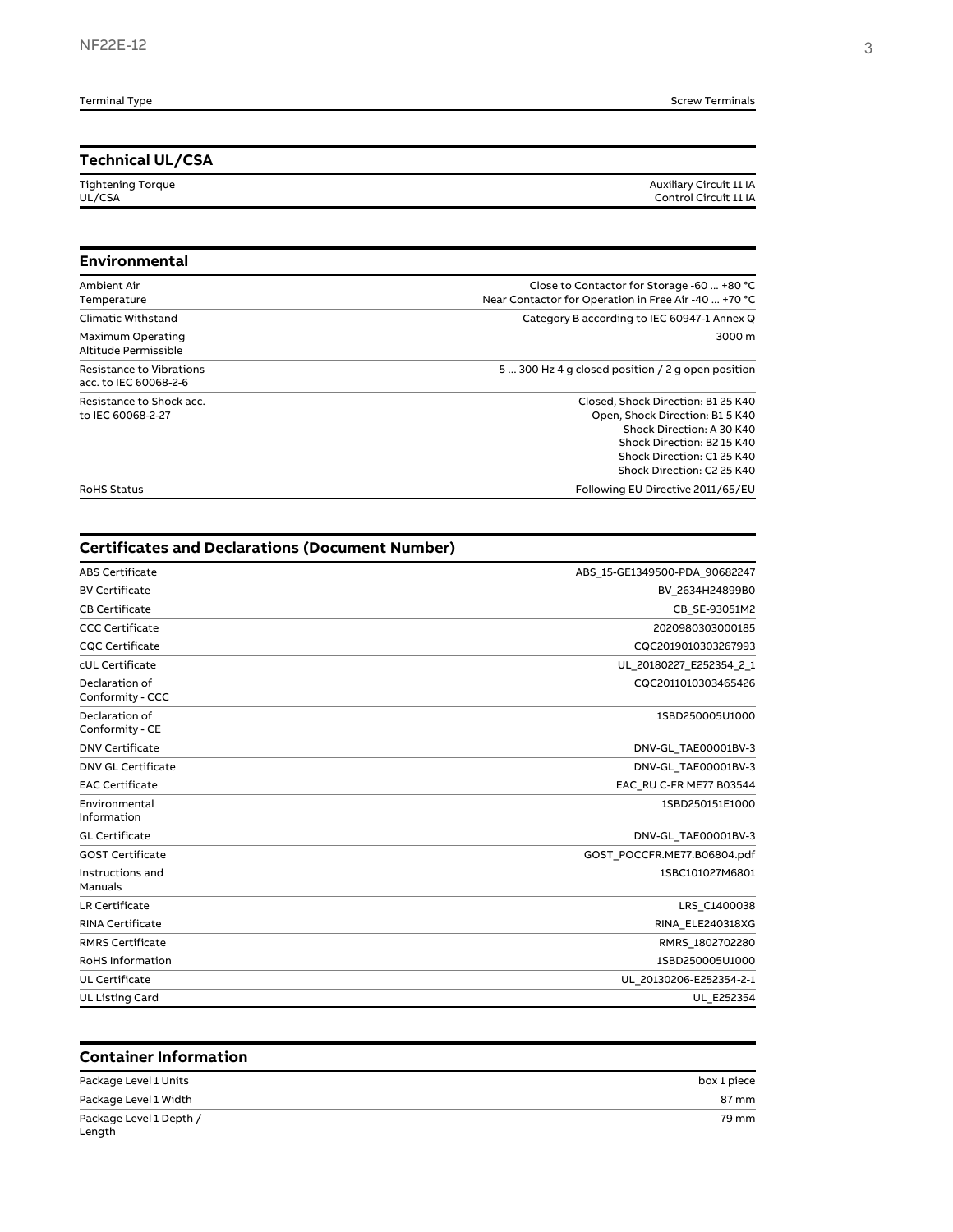| Terminal Type | Screw Terminals |
| --- | --- |

## Technical UL/CSA

| Tightening Torque UL/CSA | Auxiliary Circuit 11 IA<br>Control Circuit 11 IA |
| --- | --- |

## Environmental

| | |
| --- | --- |
| Ambient Air Temperature | Close to Contactor for Storage -60 ... +80 °C<br>Near Contactor for Operation in Free Air -40 ... +70 °C |
| Climatic Withstand | Category B according to IEC 60947-1 Annex Q |
| Maximum Operating Altitude Permissible | 3000 m |
| Resistance to Vibrations acc. to IEC 60068-2-6 | 5 ... 300 Hz 4 g closed position / 2 g open position |
| Resistance to Shock acc. to IEC 60068-2-27 | Closed, Shock Direction: B1 25 K40<br>Open, Shock Direction: B1 5 K40<br>Shock Direction: A 30 K40<br>Shock Direction: B2 15 K40<br>Shock Direction: C1 25 K40<br>Shock Direction: C2 25 K40 |
| RoHS Status | Following EU Directive 2011/65/EU |

## Certificates and Declarations (Document Number)

| | |
| --- | --- |
| ABS Certificate | ABS_15-GE1349500-PDA_90682247 |
| BV Certificate | BV_2634H24899B0 |
| CB Certificate | CB_SE-93051M2 |
| CCC Certificate | 2020980303000185 |
| CQC Certificate | CQC2019010303267993 |
| cUL Certificate | UL_20180227_E252354_2_1 |
| Declaration of Conformity - CCC | CQC2011010303465426 |
| Declaration of Conformity - CE | 1SBD250005U1000 |
| DNV Certificate | DNV-GL_TAE00001BV-3 |
| DNV GL Certificate | DNV-GL_TAE00001BV-3 |
| EAC Certificate | EAC_RU C-FR ME77 B03544 |
| Environmental Information | 1SBD250151E1000 |
| GL Certificate | DNV-GL_TAE00001BV-3 |
| GOST Certificate | GOST_POCCFR.ME77.B06804.pdf |
| Instructions and Manuals | 1SBC101027M6801 |
| LR Certificate | LRS_C1400038 |
| RINA Certificate | RINA_ELE240318XG |
| RMRS Certificate | RMRS_1802702280 |
| RoHS Information | 1SBD250005U1000 |
| UL Certificate | UL_20130206-E252354-2-1 |
| UL Listing Card | UL_E252354 |

## Container Information

| | |
| --- | --- |
| Package Level 1 Units | box 1 piece |
| Package Level 1 Width | 87 mm |
| Package Level 1 Depth / Length | 79 mm |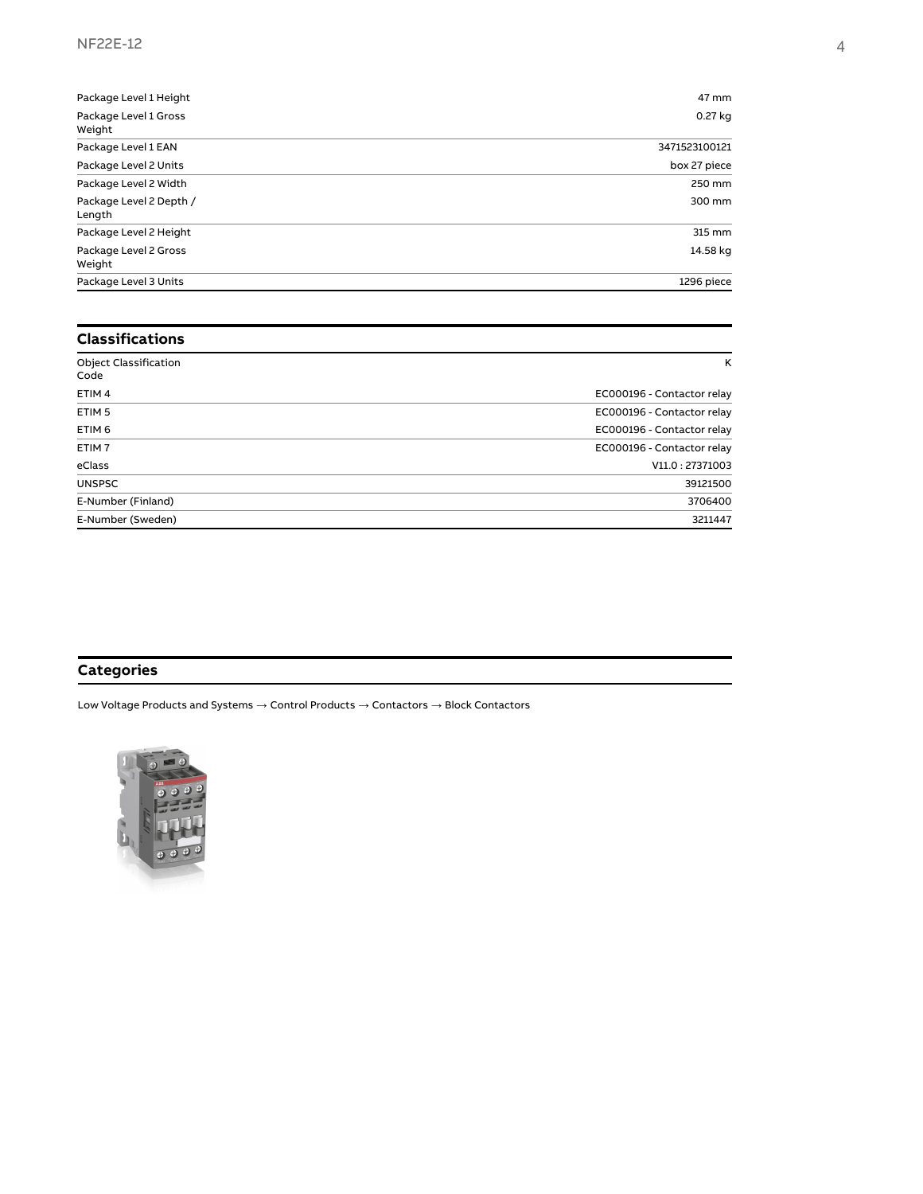| | |
|---|---|
| Package Level 1 Height | 47 mm |
| Package Level 1 Gross Weight | 0.27 kg |
| Package Level 1 EAN | 3471523100121 |
| Package Level 2 Units | box 27 piece |
| Package Level 2 Width | 250 mm |
| Package Level 2 Depth / Length | 300 mm |
| Package Level 2 Height | 315 mm |
| Package Level 2 Gross Weight | 14.58 kg |
| Package Level 3 Units | 1296 piece |

## Classifications

| | |
|---|---|
| Object Classification Code | K |
| ETIM 4 | EC000196 - Contactor relay |
| ETIM 5 | EC000196 - Contactor relay |
| ETIM 6 | EC000196 - Contactor relay |
| ETIM 7 | EC000196 - Contactor relay |
| eClass | V11.0 : 27371003 |
| UNSPSC | 39121500 |
| E-Number (Finland) | 3706400 |
| E-Number (Sweden) | 3211447 |

## Categories

Low Voltage Products and Systems → Control Products → Contactors → Block Contactors